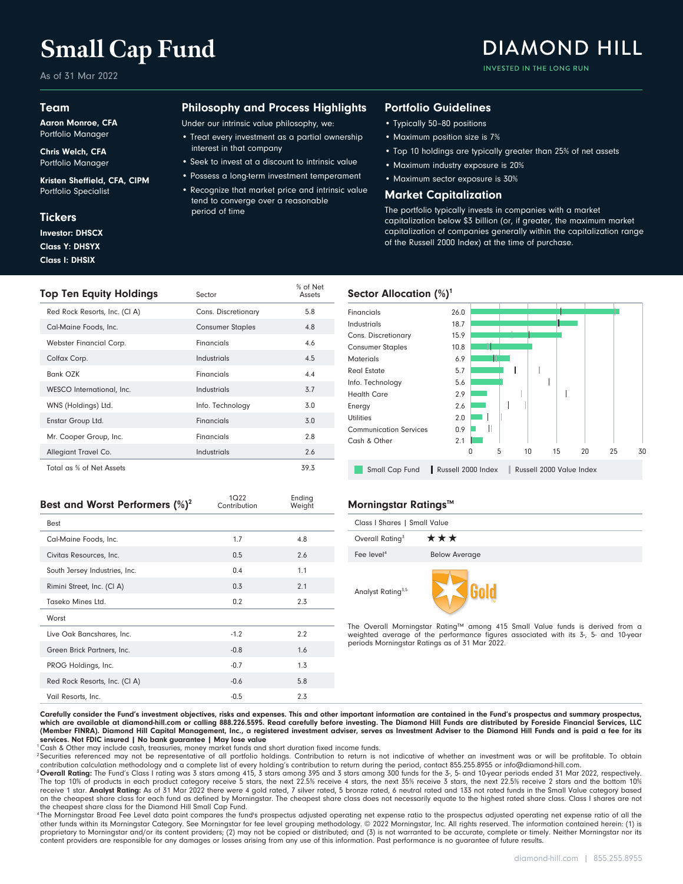# Small Cap Fund

As of 31 Mar 2022

DIAMOND HILL
INVESTED IN THE LONG RUN

## Team

**Aaron Monroe, CFA**
Portfolio Manager

**Chris Welch, CFA**
Portfolio Manager

**Kristen Sheffield, CFA, CIPM**
Portfolio Specialist

## Tickers

**Investor: DHSCX**
**Class Y: DHSYX**
**Class I: DHSIX**

## Philosophy and Process Highlights

Under our intrinsic value philosophy, we:

- Treat every investment as a partial ownership interest in that company
- Seek to invest at a discount to intrinsic value
- Possess a long-term investment temperament
- Recognize that market price and intrinsic value tend to converge over a reasonable period of time

## Portfolio Guidelines

- Typically 50–80 positions
- Maximum position size is 7%
- Top 10 holdings are typically greater than 25% of net assets
- Maximum industry exposure is 20%
- Maximum sector exposure is 30%

## Market Capitalization

The portfolio typically invests in companies with a market capitalization below $3 billion (or, if greater, the maximum market capitalization of companies generally within the capitalization range of the Russell 2000 Index) at the time of purchase.

## Top Ten Equity Holdings

| Top Ten Equity Holdings | Sector | % of Net Assets |
|---|---|---|
| Red Rock Resorts, Inc. (Cl A) | Cons. Discretionary | 5.8 |
| Cal-Maine Foods, Inc. | Consumer Staples | 4.8 |
| Webster Financial Corp. | Financials | 4.6 |
| Colfax Corp. | Industrials | 4.5 |
| Bank OZK | Financials | 4.4 |
| WESCO International, Inc. | Industrials | 3.7 |
| WNS (Holdings) Ltd. | Info. Technology | 3.0 |
| Enstar Group Ltd. | Financials | 3.0 |
| Mr. Cooper Group, Inc. | Financials | 2.8 |
| Allegiant Travel Co. | Industrials | 2.6 |
| Total as % of Net Assets | | 39.3 |

## Sector Allocation (%)[1]

| Sector | Small Cap Fund |
|---|---|
| Financials | 26.0 |
| Industrials | 18.7 |
| Cons. Discretionary | 15.9 |
| Consumer Staples | 10.8 |
| Materials | 6.9 |
| Real Estate | 5.7 |
| Info. Technology | 5.6 |
| Health Care | 2.9 |
| Energy | 2.6 |
| Utilities | 2.0 |
| Communication Services | 0.9 |
| Cash & Other | 2.1 |

Small Cap Fund | Russell 2000 Index | Russell 2000 Value Index

## Best and Worst Performers (%)[2]

| | 1Q22 Contribution | Ending Weight |
|---|---|---|
| **Best** | | |
| Cal-Maine Foods, Inc. | 1.7 | 4.8 |
| Civitas Resources, Inc. | 0.5 | 2.6 |
| South Jersey Industries, Inc. | 0.4 | 1.1 |
| Rimini Street, Inc. (Cl A) | 0.3 | 2.1 |
| Taseko Mines Ltd. | 0.2 | 2.3 |
| **Worst** | | |
| Live Oak Bancshares, Inc. | -1.2 | 2.2 |
| Green Brick Partners, Inc. | -0.8 | 1.6 |
| PROG Holdings, Inc. | -0.7 | 1.3 |
| Red Rock Resorts, Inc. (Cl A) | -0.6 | 5.8 |
| Vail Resorts, Inc. | -0.5 | 2.3 |

## Morningstar Ratings™

Class I Shares | Small Value

| | |
|---|---|
| Overall Rating[3] | ★★★ |
| Fee level[4] | Below Average |
| Analyst Rating[3,5] | Gold |

The Overall Morningstar Rating™ among 415 Small Value funds is derived from a weighted average of the performance figures associated with its 3-, 5- and 10-year periods Morningstar Ratings as of 31 Mar 2022.

**Carefully consider the Fund's investment objectives, risks and expenses. This and other important information are contained in the Fund's prospectus and summary prospectus, which are available at diamond-hill.com or calling 888.226.5595. Read carefully before investing. The Diamond Hill Funds are distributed by Foreside Financial Services, LLC (Member FINRA). Diamond Hill Capital Management, Inc., a registered investment adviser, serves as Investment Adviser to the Diamond Hill Funds and is paid a fee for its services. Not FDIC insured | No bank guarantee | May lose value**

[1] Cash & Other may include cash, treasuries, money market funds and short duration fixed income funds.

[2] Securities referenced may not be representative of all portfolio holdings. Contribution to return is not indicative of whether an investment was or will be profitable. To obtain contribution calculation methodology and a complete list of every holding's contribution to return during the period, contact 855.255.8955 or info@diamond-hill.com.

[3] **Overall Rating:** The Fund's Class I rating was 3 stars among 415, 3 stars among 395 and 3 stars among 300 funds for the 3-, 5- and 10-year periods ended 31 Mar 2022, respectively. The top 10% of products in each product category receive 5 stars, the next 22.5% receive 4 stars, the next 35% receive 3 stars, the next 22.5% receive 2 stars and the bottom 10% receive 1 star. **Analyst Rating:** As of 31 Mar 2022 there were 4 gold rated, 7 silver rated, 5 bronze rated, 6 neutral rated and 133 not rated funds in the Small Value category based on the cheapest share class for each fund as defined by Morningstar. The cheapest share class does not necessarily equate to the highest rated share class. Class I shares are not the cheapest share class for the Diamond Hill Small Cap Fund.

[4] The Morningstar Broad Fee Level data point compares the fund's prospectus adjusted operating net expense ratio to the prospectus adjusted operating net expense ratio of all the other funds within its Morningstar Category. See Morningstar for fee level grouping methodology. © 2022 Morningstar, Inc. All rights reserved. The information contained herein: (1) is proprietary to Morningstar and/or its content providers; (2) may not be copied or distributed; and (3) is not warranted to be accurate, complete or timely. Neither Morningstar nor its content providers are responsible for any damages or losses arising from any use of this information. Past performance is no guarantee of future results.

diamond-hill.com | 855.255.8955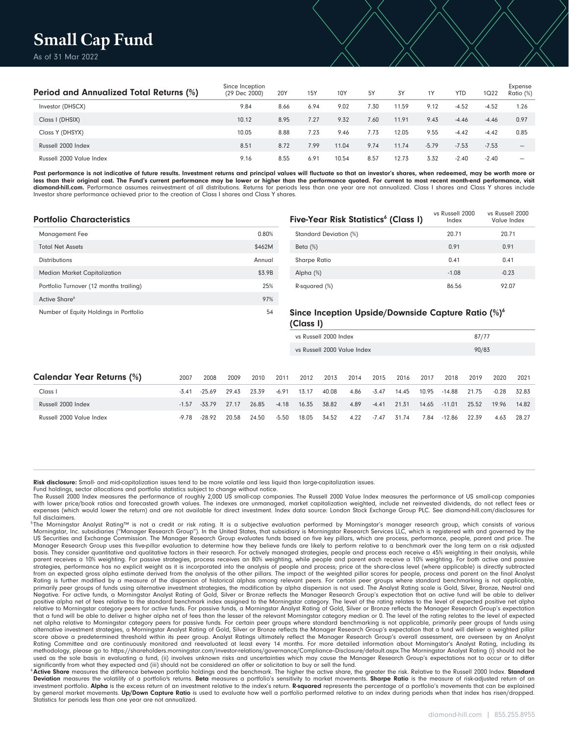# Small Cap Fund

As of 31 Mar 2022

| Period and Annualized Total Returns (%) | Since Inception (29 Dec 2000) | 20Y | 15Y | 10Y | 5Y | 3Y | 1Y | YTD | 1Q22 | Expense Ratio (%) |
|---|---|---|---|---|---|---|---|---|---|---|
| Investor (DHSCX) | 9.84 | 8.66 | 6.94 | 9.02 | 7.30 | 11.59 | 9.12 | -4.52 | -4.52 | 1.26 |
| Class I (DHSIX) | 10.12 | 8.95 | 7.27 | 9.32 | 7.60 | 11.91 | 9.43 | -4.46 | -4.46 | 0.97 |
| Class Y (DHSYX) | 10.05 | 8.88 | 7.23 | 9.46 | 7.73 | 12.05 | 9.55 | -4.42 | -4.42 | 0.85 |
| Russell 2000 Index | 8.51 | 8.72 | 7.99 | 11.04 | 9.74 | 11.74 | -5.79 | -7.53 | -7.53 | — |
| Russell 2000 Value Index | 9.16 | 8.55 | 6.91 | 10.54 | 8.57 | 12.73 | 3.32 | -2.40 | -2.40 | — |

**Past performance is not indicative of future results. Investment returns and principal values will fluctuate so that an investor's shares, when redeemed, may be worth more or less than their original cost. The Fund's current performance may be lower or higher than the performance quoted. For current to most recent month-end performance, visit diamond-hill.com.** Performance assumes reinvestment of all distributions. Returns for periods less than one year are not annualized. Class I shares and Class Y shares include Investor share performance achieved prior to the creation of Class I shares and Class Y shares.

## Portfolio Characteristics

| | |
|---|---|
| Management Fee | 0.80% |
| Total Net Assets | $462M |
| Distributions | Annual |
| Median Market Capitalization | $3.9B |
| Portfolio Turnover (12 months trailing) | 25% |
| Active Share[6] | 97% |
| Number of Equity Holdings in Portfolio | 54 |

## Five-Year Risk Statistics[6] (Class I)

| | vs Russell 2000 Index | vs Russell 2000 Value Index |
|---|---|---|
| Standard Deviation (%) | 20.71 | 20.71 |
| Beta (%) | 0.91 | 0.91 |
| Sharpe Ratio | 0.41 | 0.41 |
| Alpha (%) | -1.08 | -0.23 |
| R-squared (%) | 86.56 | 92.07 |

## Since Inception Upside/Downside Capture Ratio (%)[6] (Class I)

| | |
|---|---|
| vs Russell 2000 Index | 87/77 |
| vs Russell 2000 Value Index | 90/83 |

## Calendar Year Returns (%)

| | 2007 | 2008 | 2009 | 2010 | 2011 | 2012 | 2013 | 2014 | 2015 | 2016 | 2017 | 2018 | 2019 | 2020 | 2021 |
|---|---|---|---|---|---|---|---|---|---|---|---|---|---|---|---|
| Class I | -3.41 | -25.69 | 29.43 | 23.39 | -6.91 | 13.17 | 40.08 | 4.86 | -3.47 | 14.45 | 10.95 | -14.88 | 21.75 | -0.28 | 32.83 |
| Russell 2000 Index | -1.57 | -33.79 | 27.17 | 26.85 | -4.18 | 16.35 | 38.82 | 4.89 | -4.41 | 21.31 | 14.65 | -11.01 | 25.52 | 19.96 | 14.82 |
| Russell 2000 Value Index | -9.78 | -28.92 | 20.58 | 24.50 | -5.50 | 18.05 | 34.52 | 4.22 | -7.47 | 31.74 | 7.84 | -12.86 | 22.39 | 4.63 | 28.27 |

**Risk disclosure:** Small- and mid-capitalization issues tend to be more volatile and less liquid than large-capitalization issues.
Fund holdings, sector allocations and portfolio statistics subject to change without notice.
The Russell 2000 Index measures the performance of roughly 2,000 US small-cap companies. The Russell 2000 Value Index measures the performance of US small-cap companies with lower price/book ratios and forecasted growth values. The indexes are unmanaged, market capitalization weighted, include net reinvested dividends, do not reflect fees or expenses (which would lower the return) and are not available for direct investment. Index data source: London Stock Exchange Group PLC. See diamond-hill.com/disclosures for full disclaimers.

[5] The Morningstar Analyst Rating™ is not a credit or risk rating. It is a subjective evaluation performed by Morningstar's manager research group, which consists of various Morningstar, Inc. subsidiaries ("Manager Research Group"). In the United States, that subsidiary is Morningstar Research Services LLC, which is registered with and governed by the US Securities and Exchange Commission. The Manager Research Group evaluates funds based on five key pillars, which are process, performance, people, parent and price. The Manager Research Group uses this five-pillar evaluation to determine how they believe funds are likely to perform relative to a benchmark over the long term on a risk adjusted basis. They consider quantitative and qualitative factors in their research. For actively managed strategies, people and process each receive a 45% weighting in their analysis, while parent receives a 10% weighting. For passive strategies, process receives an 80% weighting, while people and parent each receive a 10% weighting. For both active and passive strategies, performance has no explicit weight as it is incorporated into the analysis of people and process; price at the share-class level (where applicable) is directly subtracted from an expected gross alpha estimate derived from the analysis of the other pillars. The impact of the weighted pillar scores for people, process and parent on the final Analyst Rating is further modified by a measure of the dispersion of historical alphas among relevant peers. For certain peer groups where standard benchmarking is not applicable, primarily peer groups of funds using alternative investment strategies, the modification by alpha dispersion is not used. The Analyst Rating scale is Gold, Silver, Bronze, Neutral and Negative. For active funds, a Morningstar Analyst Rating of Gold, Silver or Bronze reflects the Manager Research Group's expectation that an active fund will be able to deliver positive alpha net of fees relative to the standard benchmark index assigned to the Morningstar category. The level of the rating relates to the level of expected positive net alpha relative to Morningstar category peers for active funds. For passive funds, a Morningstar Analyst Rating of Gold, Silver or Bronze reflects the Manager Research Group's expectation that a fund will be able to deliver a higher alpha net of fees than the lesser of the relevant Morningstar category median or 0. The level of the rating relates to the level of expected net alpha relative to Morningstar category peers for passive funds. For certain peer groups where standard benchmarking is not applicable, primarily peer groups of funds using alternative investment strategies, a Morningstar Analyst Rating of Gold, Silver or Bronze reflects the Manager Research Group's expectation that a fund will deliver a weighted pillar score above a predetermined threshold within its peer group. Analyst Ratings ultimately reflect the Manager Research Group's overall assessment, are overseen by an Analyst Rating Committee and are continuously monitored and reevaluated at least every 14 months. For more detailed information about Morningstar's Analyst Rating, including its methodology, please go to https://shareholders.morningstar.com/investor-relations/governance/Compliance--Disclosure/default.aspx.The Morningstar Analyst Rating (i) should not be used as the sole basis in evaluating a fund, (ii) involves unknown risks and uncertainties which may cause the Manager Research Group's expectations not to occur or to differ significantly from what they expected and (iii) should not be considered an offer or solicitation to buy or sell the fund.

[6] **Active Share** measures the difference between portfolio holdings and the benchmark. The higher the active share, the greater the risk. Relative to the Russell 2000 Index. **Standard Deviation** measures the volatility of a portfolio's returns. **Beta** measures a portfolio's sensitivity to market movements. **Sharpe Ratio** is the measure of risk-adjusted return of an investment portfolio. **Alpha** is the excess return of an investment relative to the index's return. **R-squared** represents the percentage of a portfolio's movements that can be explained by general market movements. **Up/Down Capture Ratio** is used to evaluate how well a portfolio performed relative to an index during periods when that index has risen/dropped. Statistics for periods less than one year are not annualized.

diamond-hill.com | 855.255.8955